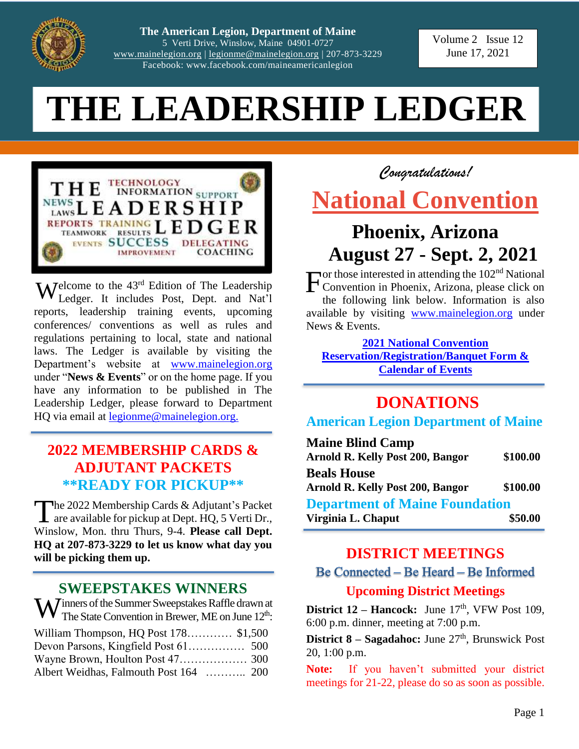The American Legion, Department of Maine
5 Verti Drive, Winslow, Maine 04901-0727
www.mainelegion.org | legionme@mainelegion.org | 207-873-3229
Facebook: www.facebook.com/maineamericanlegion

Volume 2 Issue 12
June 17, 2021

# THE LEADERSHIP LEDGER

Welcome to the 43rd Edition of The Leadership Ledger. It includes Post, Dept. and Nat'l reports, leadership training events, upcoming conferences/ conventions as well as rules and regulations pertaining to local, state and national laws. The Ledger is available by visiting the Department's website at www.mainelegion.org under "**News & Events**" or on the home page. If you have any information to be published in The Leadership Ledger, please forward to Department HQ via email at legionme@mainelegion.org.

## 2022 MEMBERSHIP CARDS & ADJUTANT PACKETS **READY FOR PICKUP**

The 2022 Membership Cards & Adjutant's Packet are available for pickup at Dept. HQ, 5 Verti Dr., Winslow, Mon. thru Thurs, 9-4. **Please call Dept. HQ at 207-873-3229 to let us know what day you will be picking them up.**

## SWEEPSTAKES WINNERS

Winners of the Summer Sweepstakes Raffle drawn at The State Convention in Brewer, ME on June 12th:

William Thompson, HQ Post 178………… $1,500
Devon Parsons, Kingfield Post 61…………… 500
Wayne Brown, Houlton Post 47……………… 300
Albert Weidhas, Falmouth Post 164 ……….. 200

*Congratulations!*

## National Convention

### Phoenix, Arizona August 27 - Sept. 2, 2021

For those interested in attending the 102nd National Convention in Phoenix, Arizona, please click on the following link below. Information is also available by visiting www.mainelegion.org under News & Events.

**2021 National Convention Reservation/Registration/Banquet Form & Calendar of Events**

## DONATIONS

### American Legion Department of Maine

| | |
|---|---|
| **Maine Blind Camp** | |
| **Arnold R. Kelly Post 200, Bangor** | **$100.00** |
| **Beals House** | |
| **Arnold R. Kelly Post 200, Bangor** | **$100.00** |

### Department of Maine Foundation

| | |
|---|---|
| **Virginia L. Chaput** | **$50.00** |

## DISTRICT MEETINGS

Be Connected – Be Heard – Be Informed

### Upcoming District Meetings

**District 12 – Hancock:** June 17th, VFW Post 109, 6:00 p.m. dinner, meeting at 7:00 p.m.

**District 8 – Sagadahoc:** June 27th, Brunswick Post 20, 1:00 p.m.

**Note:** If you haven't submitted your district meetings for 21-22, please do so as soon as possible.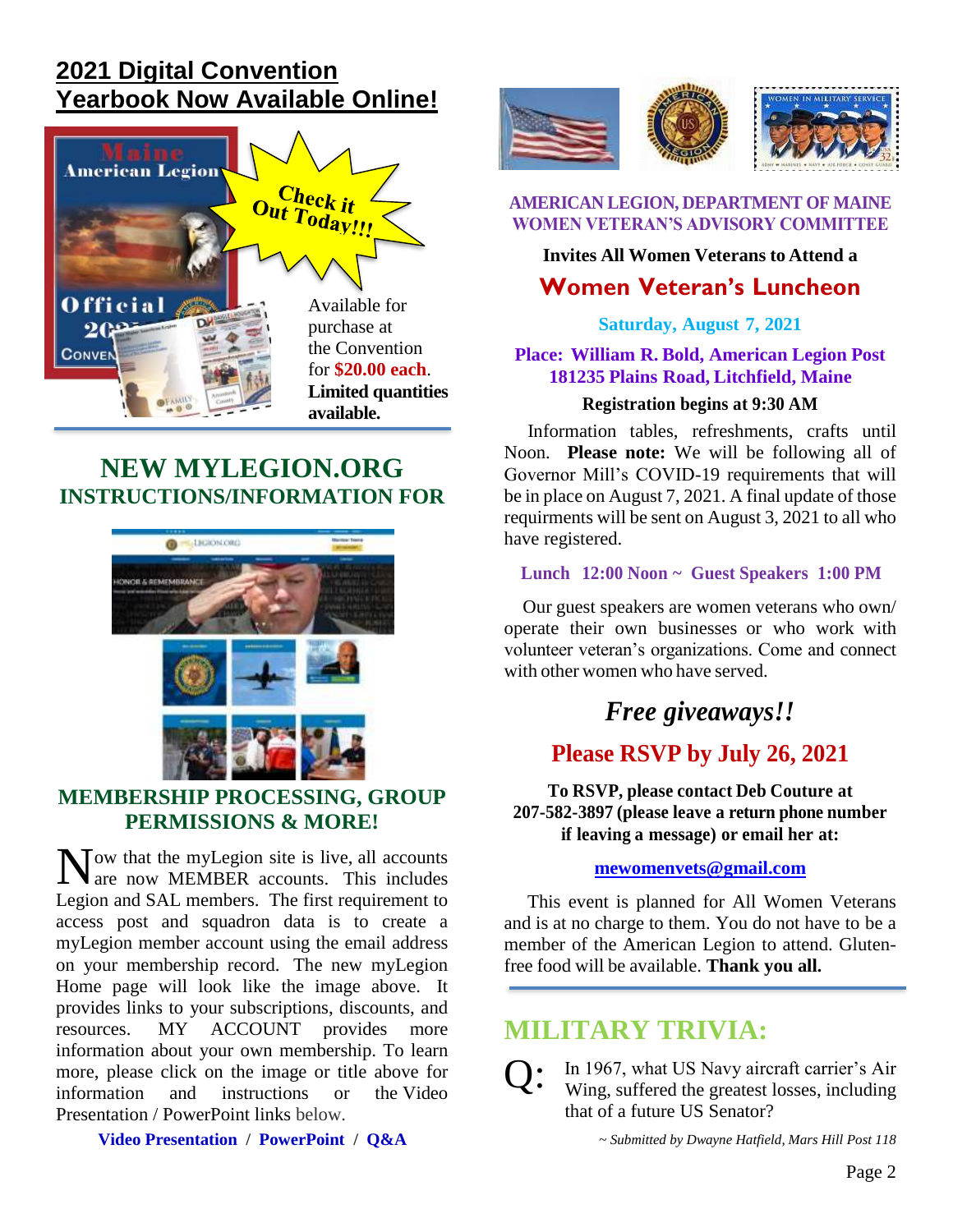## 2021 Digital Convention Yearbook Now Available Online!

Check it Out Today!!!

Available for purchase at the Convention for **$20.00 each**. **Limited quantities available.**

## NEW MYLEGION.ORG INSTRUCTIONS/INFORMATION FOR

## MEMBERSHIP PROCESSING, GROUP PERMISSIONS & MORE!

Now that the myLegion site is live, all accounts are now MEMBER accounts. This includes Legion and SAL members. The first requirement to access post and squadron data is to create a myLegion member account using the email address on your membership record. The new myLegion Home page will look like the image above. It provides links to your subscriptions, discounts, and resources. MY ACCOUNT provides more information about your own membership. To learn more, please click on the image or title above for information and instructions or the Video Presentation / PowerPoint links below.

**Video Presentation / PowerPoint / Q&A**

## AMERICAN LEGION, DEPARTMENT OF MAINE WOMEN VETERAN'S ADVISORY COMMITTEE

**Invites All Women Veterans to Attend a**

## Women Veteran's Luncheon

**Saturday, August 7, 2021**

**Place: William R. Bold, American Legion Post 181235 Plains Road, Litchfield, Maine**

**Registration begins at 9:30 AM**

Information tables, refreshments, crafts until Noon. **Please note:** We will be following all of Governor Mill's COVID-19 requirements that will be in place on August 7, 2021. A final update of those requirments will be sent on August 3, 2021 to all who have registered.

**Lunch 12:00 Noon ~ Guest Speakers 1:00 PM**

Our guest speakers are women veterans who own/ operate their own businesses or who work with volunteer veteran's organizations. Come and connect with other women who have served.

***Free giveaways!!***

### Please RSVP by July 26, 2021

**To RSVP, please contact Deb Couture at 207-582-3897 (please leave a return phone number if leaving a message) or email her at:**

**mewomenvets@gmail.com**

This event is planned for All Women Veterans and is at no charge to them. You do not have to be a member of the American Legion to attend. Gluten-free food will be available. **Thank you all.**

## MILITARY TRIVIA:

Q: In 1967, what US Navy aircraft carrier's Air Wing, suffered the greatest losses, including that of a future US Senator?

*~ Submitted by Dwayne Hatfield, Mars Hill Post 118*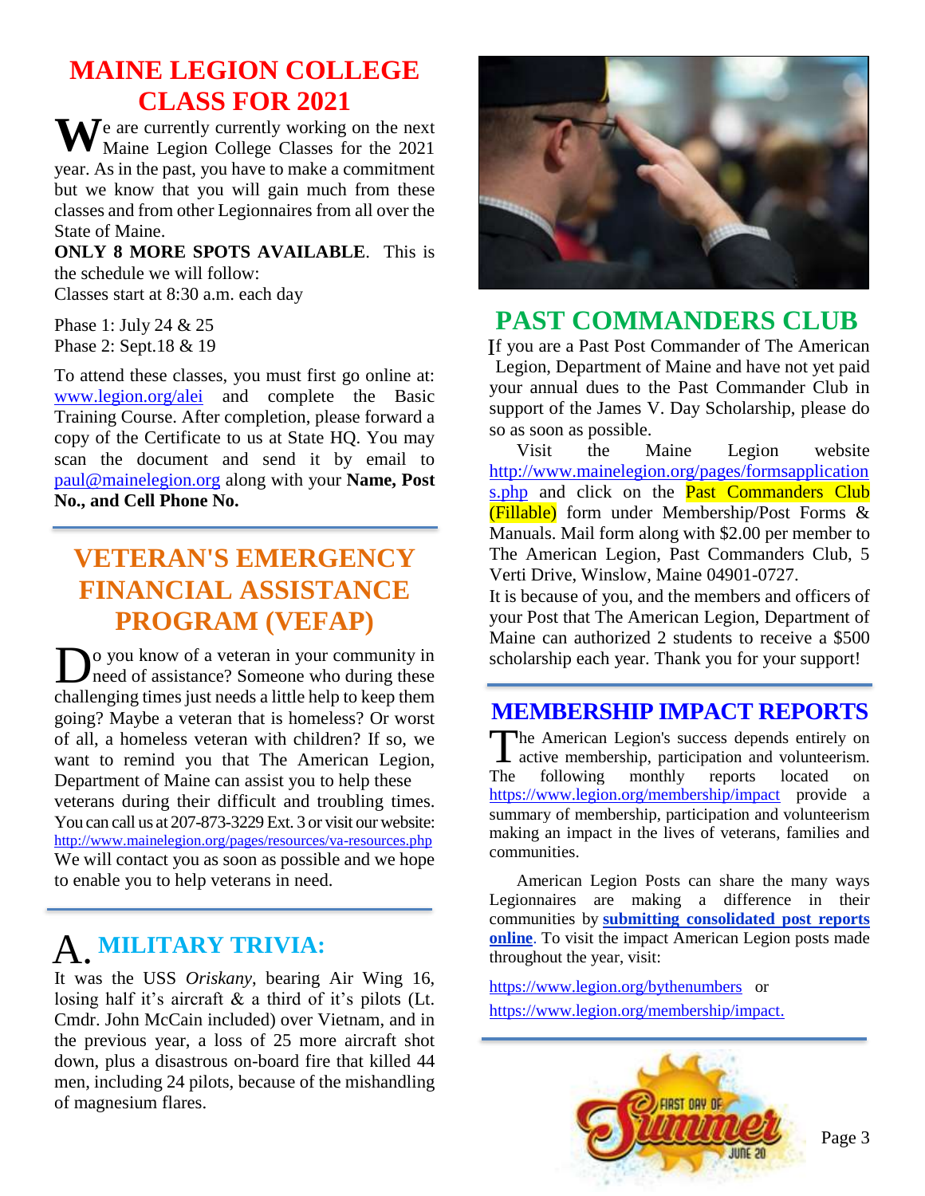## MAINE LEGION COLLEGE CLASS FOR 2021

We are currently currently working on the next Maine Legion College Classes for the 2021 year. As in the past, you have to make a commitment but we know that you will gain much from these classes and from other Legionnaires from all over the State of Maine.

**ONLY 8 MORE SPOTS AVAILABLE**. This is the schedule we will follow:
Classes start at 8:30 a.m. each day

Phase 1: July 24 & 25
Phase 2: Sept.18 & 19

To attend these classes, you must first go online at: www.legion.org/alei and complete the Basic Training Course. After completion, please forward a copy of the Certificate to us at State HQ. You may scan the document and send it by email to paul@mainelegion.org along with your **Name, Post No., and Cell Phone No.**

## VETERAN'S EMERGENCY FINANCIAL ASSISTANCE PROGRAM (VEFAP)

Do you know of a veteran in your community in need of assistance? Someone who during these challenging times just needs a little help to keep them going? Maybe a veteran that is homeless? Or worst of all, a homeless veteran with children? If so, we want to remind you that The American Legion, Department of Maine can assist you to help these veterans during their difficult and troubling times. You can call us at 207-873-3229 Ext. 3 or visit our website: http://www.mainelegion.org/pages/resources/va-resources.php We will contact you as soon as possible and we hope to enable you to help veterans in need.

## A. MILITARY TRIVIA:

It was the USS *Oriskany*, bearing Air Wing 16, losing half it's aircraft & a third of it's pilots (Lt. Cmdr. John McCain included) over Vietnam, and in the previous year, a loss of 25 more aircraft shot down, plus a disastrous on-board fire that killed 44 men, including 24 pilots, because of the mishandling of magnesium flares.

## PAST COMMANDERS CLUB

If you are a Past Post Commander of The American Legion, Department of Maine and have not yet paid your annual dues to the Past Commander Club in support of the James V. Day Scholarship, please do so as soon as possible.

Visit the Maine Legion website http://www.mainelegion.org/pages/formsapplications.php and click on the Past Commanders Club (Fillable) form under Membership/Post Forms & Manuals. Mail form along with $2.00 per member to The American Legion, Past Commanders Club, 5 Verti Drive, Winslow, Maine 04901-0727.

It is because of you, and the members and officers of your Post that The American Legion, Department of Maine can authorized 2 students to receive a $500 scholarship each year. Thank you for your support!

## MEMBERSHIP IMPACT REPORTS

The American Legion's success depends entirely on active membership, participation and volunteerism. The following monthly reports located on https://www.legion.org/membership/impact provide a summary of membership, participation and volunteerism making an impact in the lives of veterans, families and communities.

American Legion Posts can share the many ways Legionnaires are making a difference in their communities by **submitting consolidated post reports online**. To visit the impact American Legion posts made throughout the year, visit:

https://www.legion.org/bythenumbers or
https://www.legion.org/membership/impact.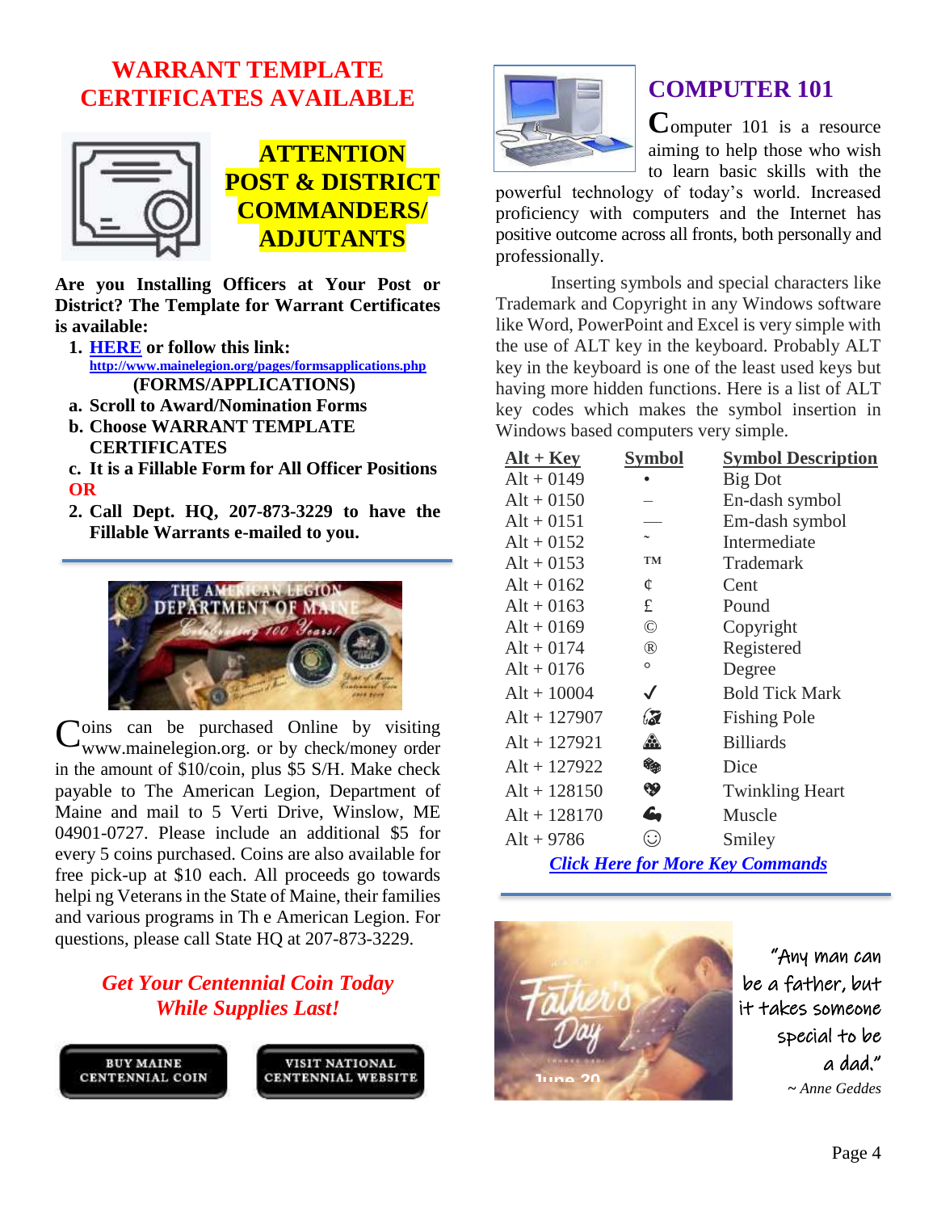# WARRANT TEMPLATE CERTIFICATES AVAILABLE

## ATTENTION POST & DISTRICT COMMANDERS/ ADJUTANTS

**Are you Installing Officers at Your Post or District? The Template for Warrant Certificates is available:**

1. **[HERE](http://www.mainelegion.org/pages/formsapplications.php) or follow this link:**
   **http://www.mainelegion.org/pages/formsapplications.php**
   **(FORMS/APPLICATIONS)**
   - a. **Scroll to Award/Nomination Forms**
   - b. **Choose WARRANT TEMPLATE CERTIFICATES**
   - c. **It is a Fillable Form for All Officer Positions**

**OR**

2. **Call Dept. HQ, 207-873-3229 to have the Fillable Warrants e-mailed to you.**

---

Coins can be purchased Online by visiting www.mainelegion.org. or by check/money order in the amount of $10/coin, plus $5 S/H. Make check payable to The American Legion, Department of Maine and mail to 5 Verti Drive, Winslow, ME 04901-0727. Please include an additional $5 for every 5 coins purchased. Coins are also available for free pick-up at $10 each. All proceeds go towards helpi ng Veterans in the State of Maine, their families and various programs in Th e American Legion. For questions, please call State HQ at 207-873-3229.

***Get Your Centennial Coin Today While Supplies Last!***

BUY MAINE CENTENNIAL COIN

VISIT NATIONAL CENTENNIAL WEBSITE

# COMPUTER 101

Computer 101 is a resource aiming to help those who wish to learn basic skills with the powerful technology of today's world. Increased proficiency with computers and the Internet has positive outcome across all fronts, both personally and professionally.

Inserting symbols and special characters like Trademark and Copyright in any Windows software like Word, PowerPoint and Excel is very simple with the use of ALT key in the keyboard. Probably ALT key in the keyboard is one of the least used keys but having more hidden functions. Here is a list of ALT key codes which makes the symbol insertion in Windows based computers very simple.

| Alt + Key | Symbol | Symbol Description |
|---|---|---|
| Alt + 0149 | • | Big Dot |
| Alt + 0150 | – | En-dash symbol |
| Alt + 0151 | — | Em-dash symbol |
| Alt + 0152 | ˜ | Intermediate |
| Alt + 0153 | ™ | Trademark |
| Alt + 0162 | ¢ | Cent |
| Alt + 0163 | £ | Pound |
| Alt + 0169 | © | Copyright |
| Alt + 0174 | ® | Registered |
| Alt + 0176 | ° | Degree |
| Alt + 10004 | ✔ | Bold Tick Mark |
| Alt + 127907 | 🎣 | Fishing Pole |
| Alt + 127921 | 🎱 | Billiards |
| Alt + 127922 | 🎲 | Dice |
| Alt + 128150 | 💖 | Twinkling Heart |
| Alt + 128170 | 💪 | Muscle |
| Alt + 9786 | ☺ | Smiley |

***Click Here for More Key Commands***

---

"Any man can be a father, but it takes someone special to be a dad."

*~ Anne Geddes*